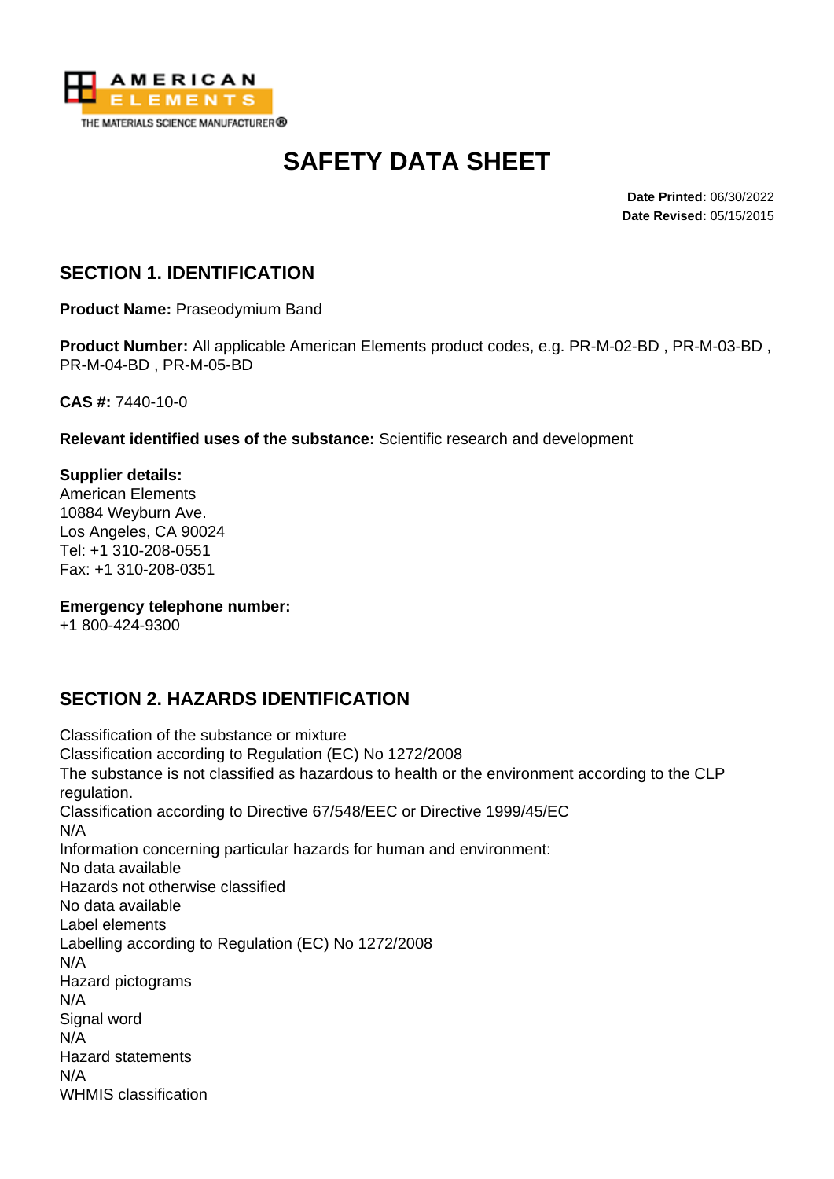AMERICAN ELEMENTS
THE MATERIALS SCIENCE MANUFACTURER®

# SAFETY DATA SHEET

**Date Printed:** 06/30/2022
**Date Revised:** 05/15/2015

## SECTION 1. IDENTIFICATION

**Product Name:** Praseodymium Band

**Product Number:** All applicable American Elements product codes, e.g. PR-M-02-BD , PR-M-03-BD , PR-M-04-BD , PR-M-05-BD

**CAS #:** 7440-10-0

**Relevant identified uses of the substance:** Scientific research and development

**Supplier details:**
American Elements
10884 Weyburn Ave.
Los Angeles, CA 90024
Tel: +1 310-208-0551
Fax: +1 310-208-0351

**Emergency telephone number:**
+1 800-424-9300

## SECTION 2. HAZARDS IDENTIFICATION

Classification of the substance or mixture
Classification according to Regulation (EC) No 1272/2008
The substance is not classified as hazardous to health or the environment according to the CLP regulation.
Classification according to Directive 67/548/EEC or Directive 1999/45/EC
N/A
Information concerning particular hazards for human and environment:
No data available
Hazards not otherwise classified
No data available
Label elements
Labelling according to Regulation (EC) No 1272/2008
N/A
Hazard pictograms
N/A
Signal word
N/A
Hazard statements
N/A
WHMIS classification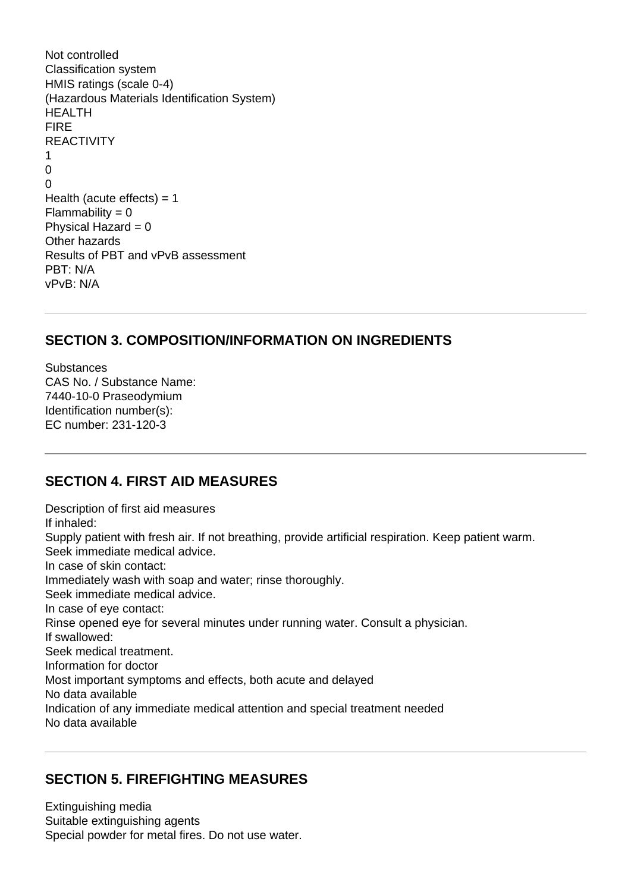Not controlled
Classification system
HMIS ratings (scale 0-4)
(Hazardous Materials Identification System)
HEALTH
FIRE
REACTIVITY
1
0
0
Health (acute effects) = 1
Flammability = 0
Physical Hazard = 0
Other hazards
Results of PBT and vPvB assessment
PBT: N/A
vPvB: N/A

---

## SECTION 3. COMPOSITION/INFORMATION ON INGREDIENTS

Substances
CAS No. / Substance Name:
7440-10-0 Praseodymium
Identification number(s):
EC number: 231-120-3

---

## SECTION 4. FIRST AID MEASURES

Description of first aid measures
If inhaled:
Supply patient with fresh air. If not breathing, provide artificial respiration. Keep patient warm.
Seek immediate medical advice.
In case of skin contact:
Immediately wash with soap and water; rinse thoroughly.
Seek immediate medical advice.
In case of eye contact:
Rinse opened eye for several minutes under running water. Consult a physician.
If swallowed:
Seek medical treatment.
Information for doctor
Most important symptoms and effects, both acute and delayed
No data available
Indication of any immediate medical attention and special treatment needed
No data available

---

## SECTION 5. FIREFIGHTING MEASURES

Extinguishing media
Suitable extinguishing agents
Special powder for metal fires. Do not use water.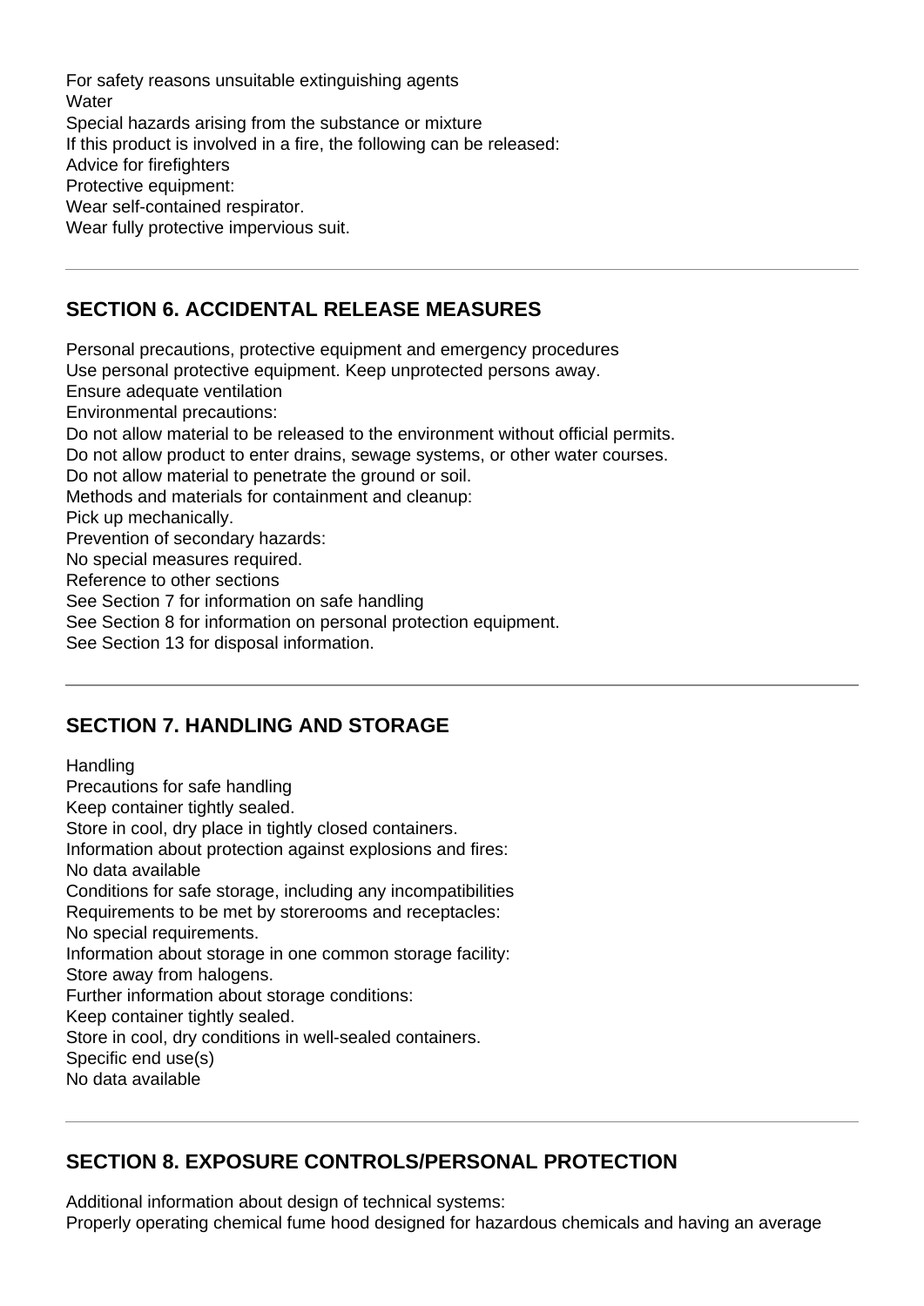For safety reasons unsuitable extinguishing agents
Water
Special hazards arising from the substance or mixture
If this product is involved in a fire, the following can be released:
Advice for firefighters
Protective equipment:
Wear self-contained respirator.
Wear fully protective impervious suit.

## SECTION 6. ACCIDENTAL RELEASE MEASURES

Personal precautions, protective equipment and emergency procedures
Use personal protective equipment. Keep unprotected persons away.
Ensure adequate ventilation
Environmental precautions:
Do not allow material to be released to the environment without official permits.
Do not allow product to enter drains, sewage systems, or other water courses.
Do not allow material to penetrate the ground or soil.
Methods and materials for containment and cleanup:
Pick up mechanically.
Prevention of secondary hazards:
No special measures required.
Reference to other sections
See Section 7 for information on safe handling
See Section 8 for information on personal protection equipment.
See Section 13 for disposal information.

## SECTION 7. HANDLING AND STORAGE

Handling
Precautions for safe handling
Keep container tightly sealed.
Store in cool, dry place in tightly closed containers.
Information about protection against explosions and fires:
No data available
Conditions for safe storage, including any incompatibilities
Requirements to be met by storerooms and receptacles:
No special requirements.
Information about storage in one common storage facility:
Store away from halogens.
Further information about storage conditions:
Keep container tightly sealed.
Store in cool, dry conditions in well-sealed containers.
Specific end use(s)
No data available

## SECTION 8. EXPOSURE CONTROLS/PERSONAL PROTECTION

Additional information about design of technical systems:
Properly operating chemical fume hood designed for hazardous chemicals and having an average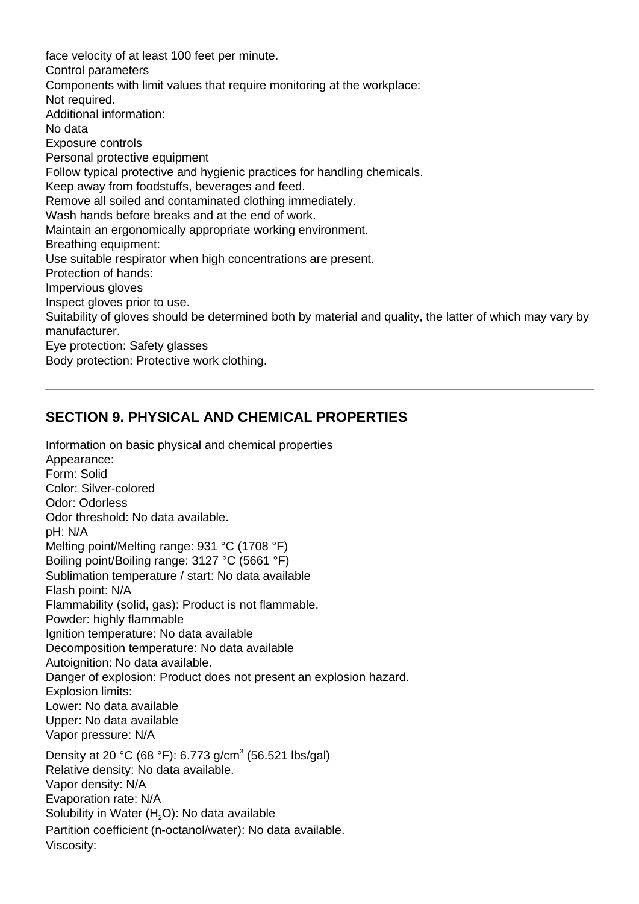face velocity of at least 100 feet per minute.

Control parameters

Components with limit values that require monitoring at the workplace:

Not required.

Additional information:

No data

Exposure controls

Personal protective equipment

Follow typical protective and hygienic practices for handling chemicals.

Keep away from foodstuffs, beverages and feed.

Remove all soiled and contaminated clothing immediately.

Wash hands before breaks and at the end of work.

Maintain an ergonomically appropriate working environment.

Breathing equipment:

Use suitable respirator when high concentrations are present.

Protection of hands:

Impervious gloves

Inspect gloves prior to use.

Suitability of gloves should be determined both by material and quality, the latter of which may vary by manufacturer.

Eye protection: Safety glasses

Body protection: Protective work clothing.

---

## SECTION 9. PHYSICAL AND CHEMICAL PROPERTIES

Information on basic physical and chemical properties

Appearance:

Form: Solid

Color: Silver-colored

Odor: Odorless

Odor threshold: No data available.

pH: N/A

Melting point/Melting range: 931 °C (1708 °F)

Boiling point/Boiling range: 3127 °C (5661 °F)

Sublimation temperature / start: No data available

Flash point: N/A

Flammability (solid, gas): Product is not flammable.

Powder: highly flammable

Ignition temperature: No data available

Decomposition temperature: No data available

Autoignition: No data available.

Danger of explosion: Product does not present an explosion hazard.

Explosion limits:

Lower: No data available

Upper: No data available

Vapor pressure: N/A

Density at 20 °C (68 °F): 6.773 g/cm$^3$ (56.521 lbs/gal)

Relative density: No data available.

Vapor density: N/A

Evaporation rate: N/A

Solubility in Water ($H_2O$): No data available

Partition coefficient (n-octanol/water): No data available.

Viscosity: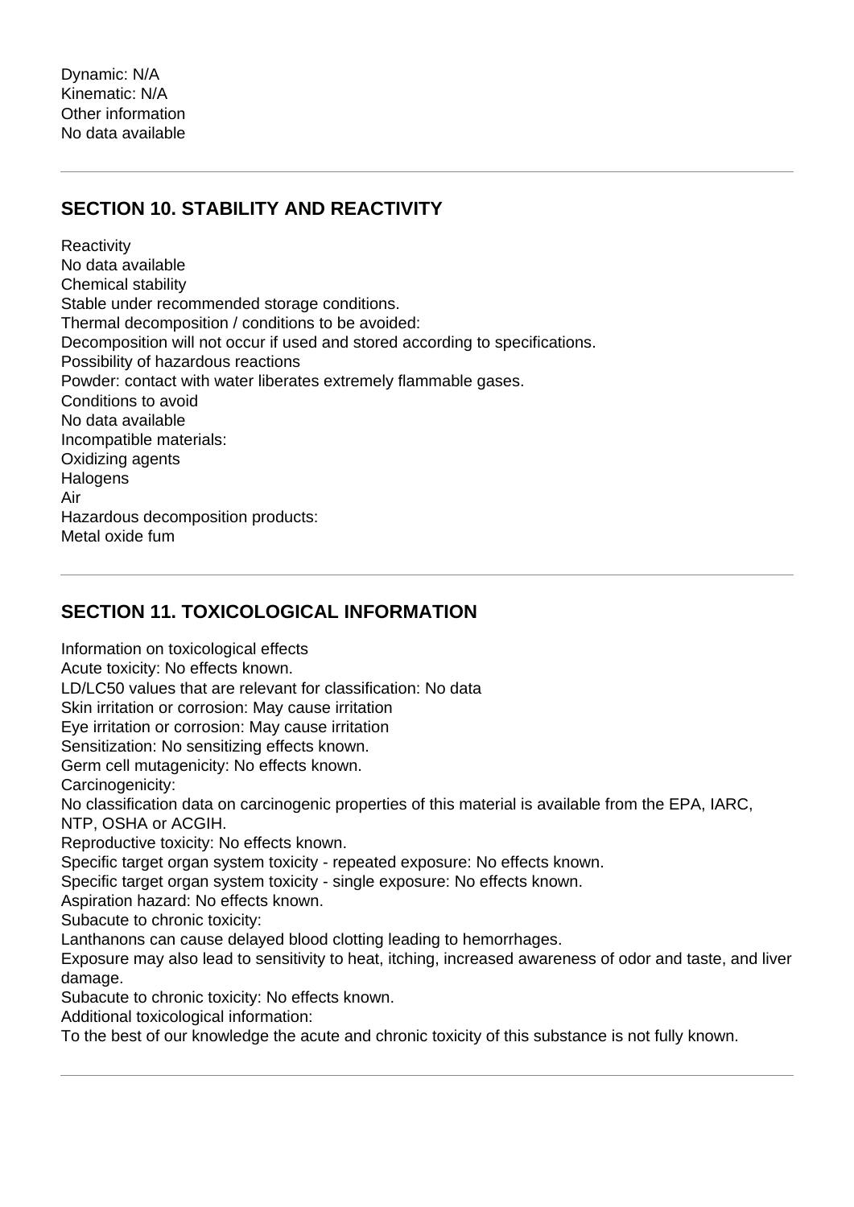Dynamic: N/A
Kinematic: N/A
Other information
No data available

## SECTION 10. STABILITY AND REACTIVITY

Reactivity
No data available
Chemical stability
Stable under recommended storage conditions.
Thermal decomposition / conditions to be avoided:
Decomposition will not occur if used and stored according to specifications.
Possibility of hazardous reactions
Powder: contact with water liberates extremely flammable gases.
Conditions to avoid
No data available
Incompatible materials:
Oxidizing agents
Halogens
Air
Hazardous decomposition products:
Metal oxide fum

## SECTION 11. TOXICOLOGICAL INFORMATION

Information on toxicological effects
Acute toxicity: No effects known.
LD/LC50 values that are relevant for classification: No data
Skin irritation or corrosion: May cause irritation
Eye irritation or corrosion: May cause irritation
Sensitization: No sensitizing effects known.
Germ cell mutagenicity: No effects known.
Carcinogenicity:
No classification data on carcinogenic properties of this material is available from the EPA, IARC, NTP, OSHA or ACGIH.
Reproductive toxicity: No effects known.
Specific target organ system toxicity - repeated exposure: No effects known.
Specific target organ system toxicity - single exposure: No effects known.
Aspiration hazard: No effects known.
Subacute to chronic toxicity:
Lanthanons can cause delayed blood clotting leading to hemorrhages.
Exposure may also lead to sensitivity to heat, itching, increased awareness of odor and taste, and liver damage.
Subacute to chronic toxicity: No effects known.
Additional toxicological information:
To the best of our knowledge the acute and chronic toxicity of this substance is not fully known.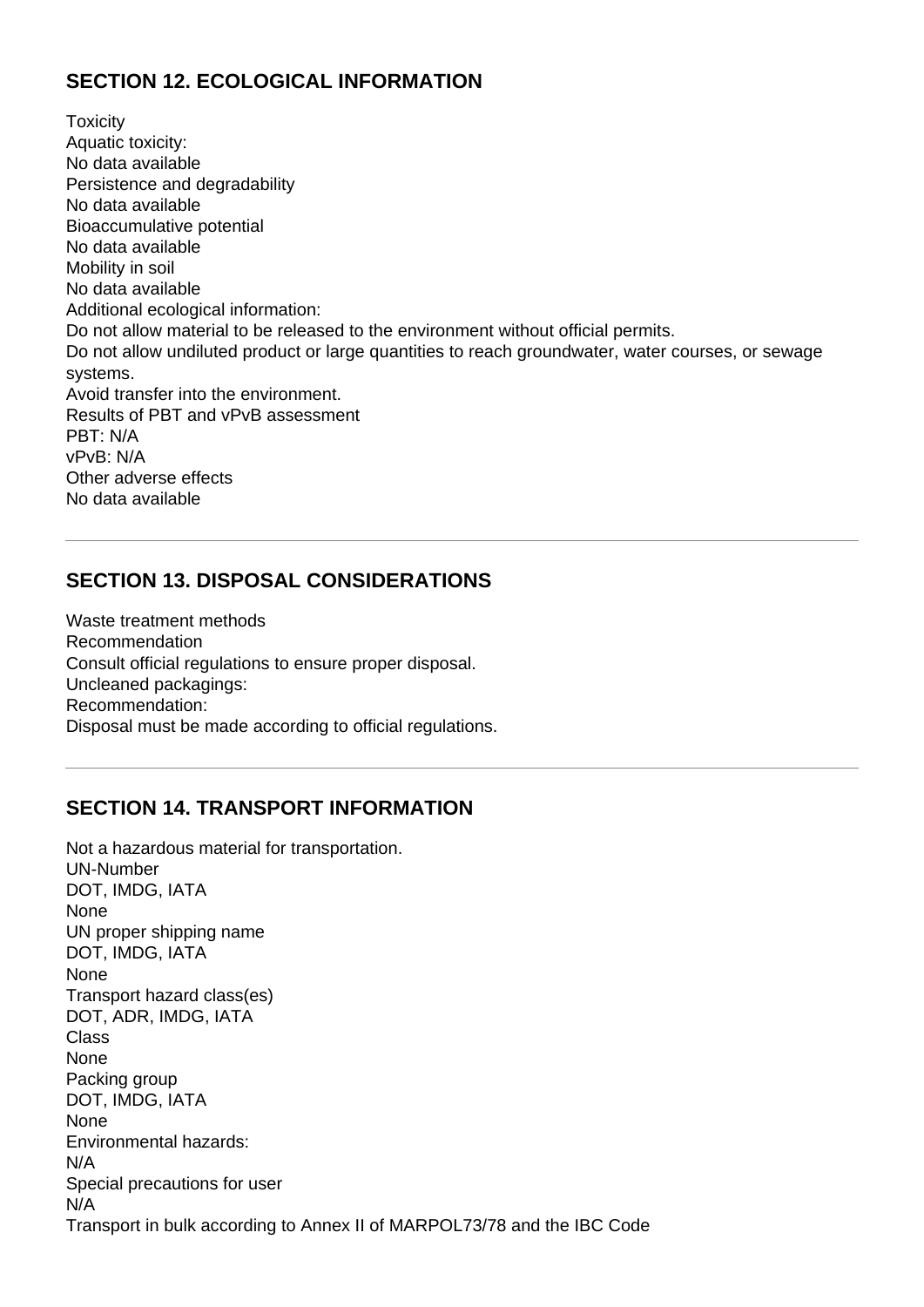## SECTION 12. ECOLOGICAL INFORMATION

Toxicity
Aquatic toxicity:
No data available
Persistence and degradability
No data available
Bioaccumulative potential
No data available
Mobility in soil
No data available
Additional ecological information:
Do not allow material to be released to the environment without official permits.
Do not allow undiluted product or large quantities to reach groundwater, water courses, or sewage systems.
Avoid transfer into the environment.
Results of PBT and vPvB assessment
PBT: N/A
vPvB: N/A
Other adverse effects
No data available

---

## SECTION 13. DISPOSAL CONSIDERATIONS

Waste treatment methods
Recommendation
Consult official regulations to ensure proper disposal.
Uncleaned packagings:
Recommendation:
Disposal must be made according to official regulations.

---

## SECTION 14. TRANSPORT INFORMATION

Not a hazardous material for transportation.
UN-Number
DOT, IMDG, IATA
None
UN proper shipping name
DOT, IMDG, IATA
None
Transport hazard class(es)
DOT, ADR, IMDG, IATA
Class
None
Packing group
DOT, IMDG, IATA
None
Environmental hazards:
N/A
Special precautions for user
N/A
Transport in bulk according to Annex II of MARPOL73/78 and the IBC Code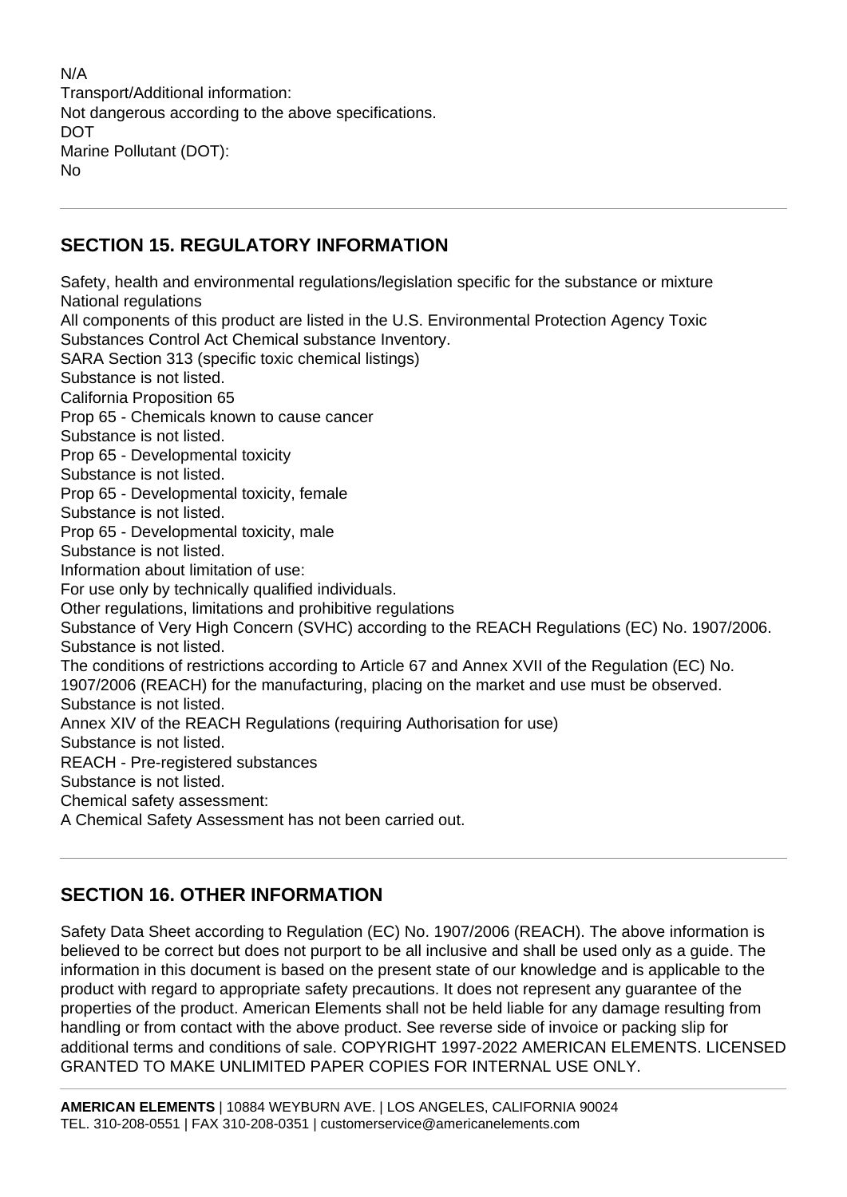N/A
Transport/Additional information:
Not dangerous according to the above specifications.
DOT
Marine Pollutant (DOT):
No

---

## SECTION 15. REGULATORY INFORMATION

Safety, health and environmental regulations/legislation specific for the substance or mixture
National regulations
All components of this product are listed in the U.S. Environmental Protection Agency Toxic Substances Control Act Chemical substance Inventory.
SARA Section 313 (specific toxic chemical listings)
Substance is not listed.
California Proposition 65
Prop 65 - Chemicals known to cause cancer
Substance is not listed.
Prop 65 - Developmental toxicity
Substance is not listed.
Prop 65 - Developmental toxicity, female
Substance is not listed.
Prop 65 - Developmental toxicity, male
Substance is not listed.
Information about limitation of use:
For use only by technically qualified individuals.
Other regulations, limitations and prohibitive regulations
Substance of Very High Concern (SVHC) according to the REACH Regulations (EC) No. 1907/2006.
Substance is not listed.
The conditions of restrictions according to Article 67 and Annex XVII of the Regulation (EC) No. 1907/2006 (REACH) for the manufacturing, placing on the market and use must be observed.
Substance is not listed.
Annex XIV of the REACH Regulations (requiring Authorisation for use)
Substance is not listed.
REACH - Pre-registered substances
Substance is not listed.
Chemical safety assessment:
A Chemical Safety Assessment has not been carried out.

---

## SECTION 16. OTHER INFORMATION

Safety Data Sheet according to Regulation (EC) No. 1907/2006 (REACH). The above information is believed to be correct but does not purport to be all inclusive and shall be used only as a guide. The information in this document is based on the present state of our knowledge and is applicable to the product with regard to appropriate safety precautions. It does not represent any guarantee of the properties of the product. American Elements shall not be held liable for any damage resulting from handling or from contact with the above product. See reverse side of invoice or packing slip for additional terms and conditions of sale. COPYRIGHT 1997-2022 AMERICAN ELEMENTS. LICENSED GRANTED TO MAKE UNLIMITED PAPER COPIES FOR INTERNAL USE ONLY.